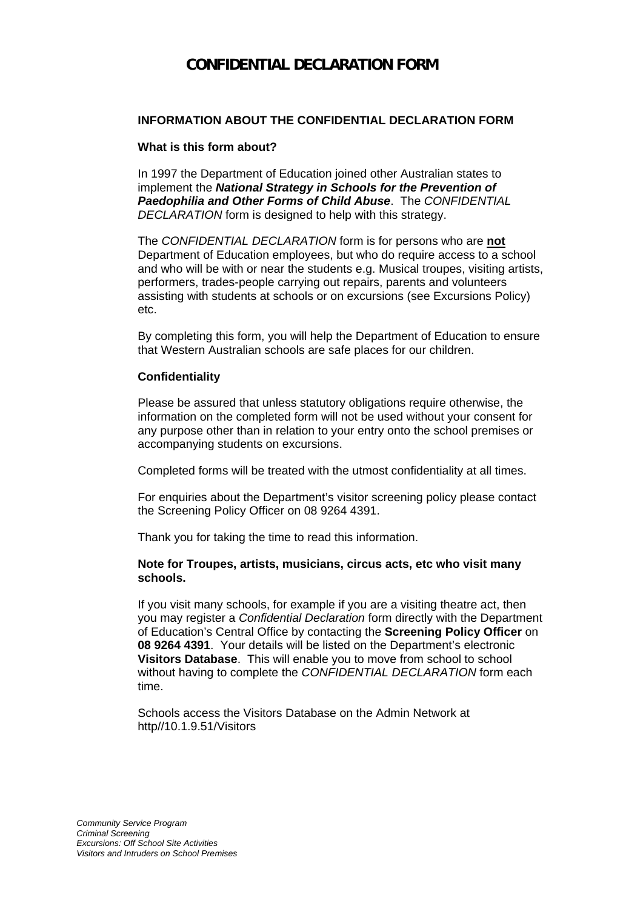# CONFIDENTIAL DECLARATION FORM

## INFORMATION ABOUT THE CONFIDENTIAL DECLARATION FORM

### What is this form about?

In 1997 the Department of Education joined other Australian states to implement the ***National Strategy in Schools for the Prevention of Paedophilia and Other Forms of Child Abuse***. The *CONFIDENTIAL DECLARATION* form is designed to help with this strategy.

The *CONFIDENTIAL DECLARATION* form is for persons who are **not** Department of Education employees, but who do require access to a school and who will be with or near the students e.g. Musical troupes, visiting artists, performers, trades-people carrying out repairs, parents and volunteers assisting with students at schools or on excursions (see Excursions Policy) etc.

By completing this form, you will help the Department of Education to ensure that Western Australian schools are safe places for our children.

### Confidentiality

Please be assured that unless statutory obligations require otherwise, the information on the completed form will not be used without your consent for any purpose other than in relation to your entry onto the school premises or accompanying students on excursions.

Completed forms will be treated with the utmost confidentiality at all times.

For enquiries about the Department's visitor screening policy please contact the Screening Policy Officer on 08 9264 4391.

Thank you for taking the time to read this information.

### Note for Troupes, artists, musicians, circus acts, etc who visit many schools.

If you visit many schools, for example if you are a visiting theatre act, then you may register a *Confidential Declaration* form directly with the Department of Education's Central Office by contacting the **Screening Policy Officer** on **08 9264 4391**. Your details will be listed on the Department's electronic **Visitors Database**. This will enable you to move from school to school without having to complete the *CONFIDENTIAL DECLARATION* form each time.

Schools access the Visitors Database on the Admin Network at http//10.1.9.51/Visitors

*Community Service Program*
*Criminal Screening*
*Excursions: Off School Site Activities*
*Visitors and Intruders on School Premises*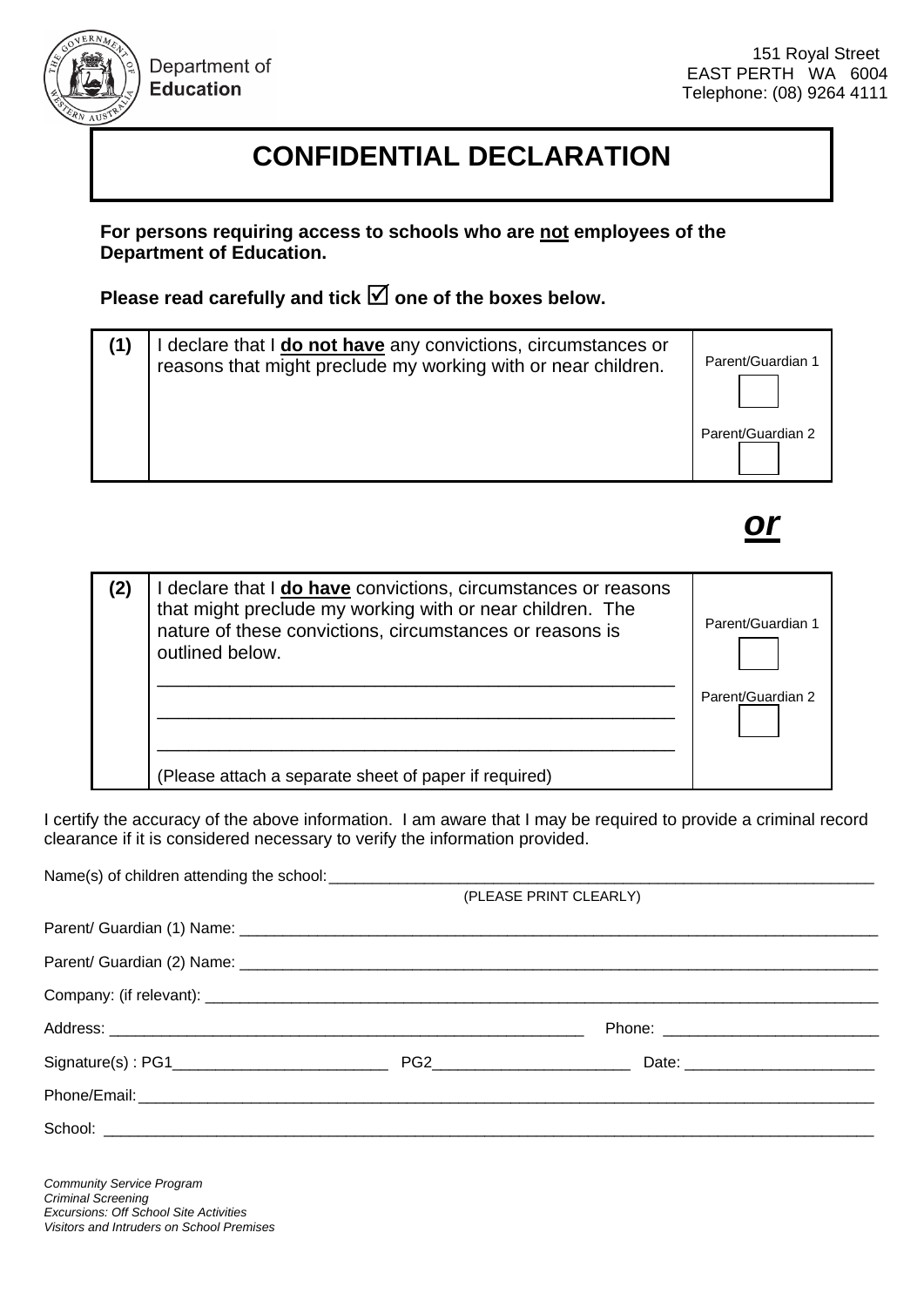Department of
**Education**

151 Royal Street
EAST PERTH WA 6004
Telephone: (08) 9264 4111

# CONFIDENTIAL DECLARATION

**For persons requiring access to schools who are <u>not</u> employees of the Department of Education.**

**Please read carefully and tick ☑ one of the boxes below.**

| | | |
|---|---|---|
| **(1)** | I declare that I **<u>do not have</u>** any convictions, circumstances or reasons that might preclude my working with or near children. | Parent/Guardian 1 ☐<br>Parent/Guardian 2 ☐ |

***<u>or</u>***

| | | |
|---|---|---|
| **(2)** | I declare that I **<u>do have</u>** convictions, circumstances or reasons that might preclude my working with or near children. The nature of these convictions, circumstances or reasons is outlined below.<br>_______________________________________________<br>_______________________________________________<br>_______________________________________________<br>(Please attach a separate sheet of paper if required) | Parent/Guardian 1 ☐<br>Parent/Guardian 2 ☐ |

I certify the accuracy of the above information. I am aware that I may be required to provide a criminal record clearance if it is considered necessary to verify the information provided.

Name(s) of children attending the school: ______________________________________________
(PLEASE PRINT CLEARLY)

Parent/ Guardian (1) Name: ______________________________________________

Parent/ Guardian (2) Name: ______________________________________________

Company: (if relevant): ______________________________________________

Address: ________________________________ Phone: ____________________

Signature(s) : PG1____________________ PG2____________________ Date: ____________________

Phone/Email: ______________________________________________

School: ______________________________________________

*Community Service Program*
*Criminal Screening*
*Excursions: Off School Site Activities*
*Visitors and Intruders on School Premises*